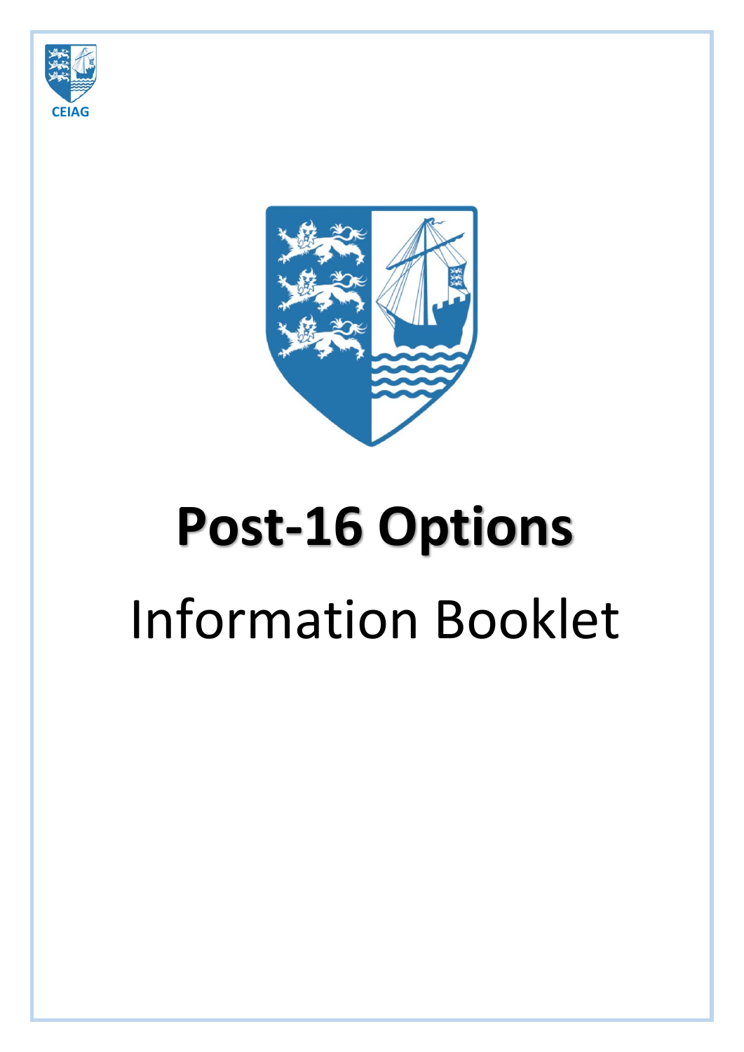CEIAG

# Post-16 Options

Information Booklet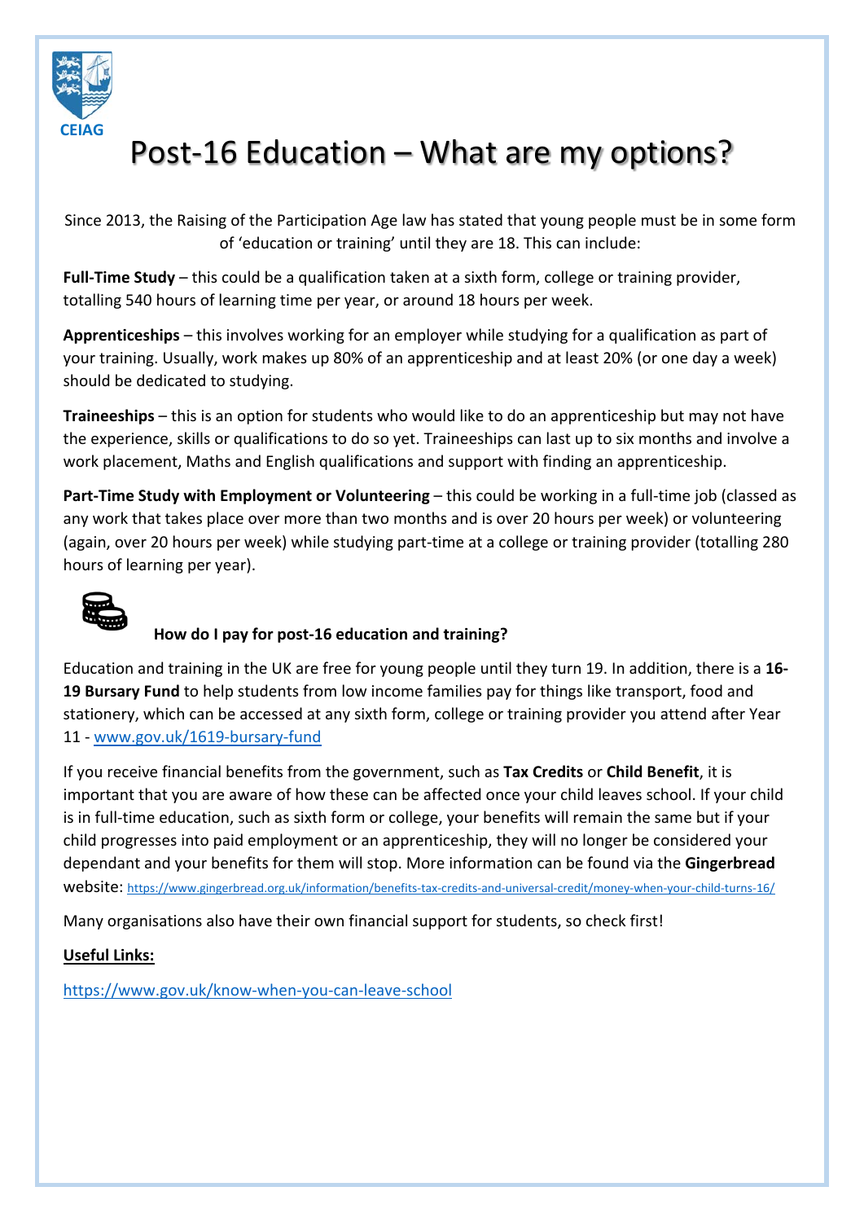CEIAG

# Post-16 Education – What are my options?

Since 2013, the Raising of the Participation Age law has stated that young people must be in some form of 'education or training' until they are 18. This can include:

**Full-Time Study** – this could be a qualification taken at a sixth form, college or training provider, totalling 540 hours of learning time per year, or around 18 hours per week.

**Apprenticeships** – this involves working for an employer while studying for a qualification as part of your training. Usually, work makes up 80% of an apprenticeship and at least 20% (or one day a week) should be dedicated to studying.

**Traineeships** – this is an option for students who would like to do an apprenticeship but may not have the experience, skills or qualifications to do so yet. Traineeships can last up to six months and involve a work placement, Maths and English qualifications and support with finding an apprenticeship.

**Part-Time Study with Employment or Volunteering** – this could be working in a full-time job (classed as any work that takes place over more than two months and is over 20 hours per week) or volunteering (again, over 20 hours per week) while studying part-time at a college or training provider (totalling 280 hours of learning per year).

### How do I pay for post-16 education and training?

Education and training in the UK are free for young people until they turn 19. In addition, there is a **16-19 Bursary Fund** to help students from low income families pay for things like transport, food and stationery, which can be accessed at any sixth form, college or training provider you attend after Year 11 - www.gov.uk/1619-bursary-fund

If you receive financial benefits from the government, such as **Tax Credits** or **Child Benefit**, it is important that you are aware of how these can be affected once your child leaves school. If your child is in full-time education, such as sixth form or college, your benefits will remain the same but if your child progresses into paid employment or an apprenticeship, they will no longer be considered your dependant and your benefits for them will stop. More information can be found via the **Gingerbread** website: https://www.gingerbread.org.uk/information/benefits-tax-credits-and-universal-credit/money-when-your-child-turns-16/

Many organisations also have their own financial support for students, so check first!

**Useful Links:**

https://www.gov.uk/know-when-you-can-leave-school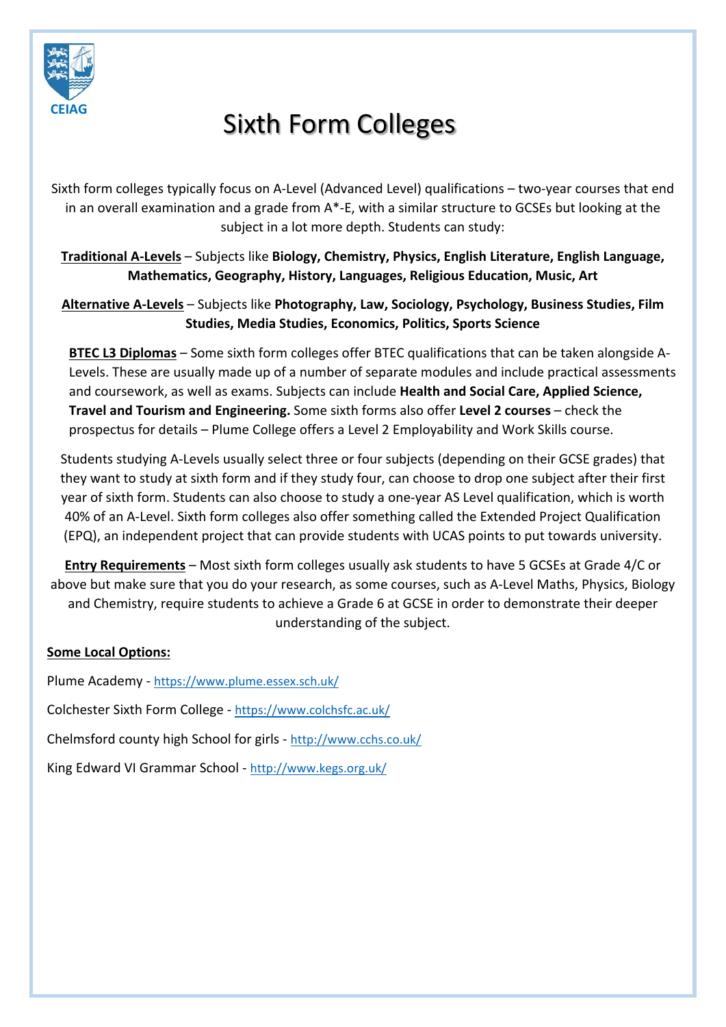CEIAG

# Sixth Form Colleges

Sixth form colleges typically focus on A-Level (Advanced Level) qualifications – two-year courses that end in an overall examination and a grade from A*-E, with a similar structure to GCSEs but looking at the subject in a lot more depth. Students can study:

**Traditional A-Levels** – Subjects like **Biology, Chemistry, Physics, English Literature, English Language, Mathematics, Geography, History, Languages, Religious Education, Music, Art**

**Alternative A-Levels** – Subjects like **Photography, Law, Sociology, Psychology, Business Studies, Film Studies, Media Studies, Economics, Politics, Sports Science**

**BTEC L3 Diplomas** – Some sixth form colleges offer BTEC qualifications that can be taken alongside A-Levels. These are usually made up of a number of separate modules and include practical assessments and coursework, as well as exams. Subjects can include **Health and Social Care, Applied Science, Travel and Tourism and Engineering.** Some sixth forms also offer **Level 2 courses** – check the prospectus for details – Plume College offers a Level 2 Employability and Work Skills course.

Students studying A-Levels usually select three or four subjects (depending on their GCSE grades) that they want to study at sixth form and if they study four, can choose to drop one subject after their first year of sixth form. Students can also choose to study a one-year AS Level qualification, which is worth 40% of an A-Level. Sixth form colleges also offer something called the Extended Project Qualification (EPQ), an independent project that can provide students with UCAS points to put towards university.

**Entry Requirements** – Most sixth form colleges usually ask students to have 5 GCSEs at Grade 4/C or above but make sure that you do your research, as some courses, such as A-Level Maths, Physics, Biology and Chemistry, require students to achieve a Grade 6 at GCSE in order to demonstrate their deeper understanding of the subject.

**Some Local Options:**

Plume Academy - https://www.plume.essex.sch.uk/

Colchester Sixth Form College - https://www.colchsfc.ac.uk/

Chelmsford county high School for girls - http://www.cchs.co.uk/

King Edward VI Grammar School - http://www.kegs.org.uk/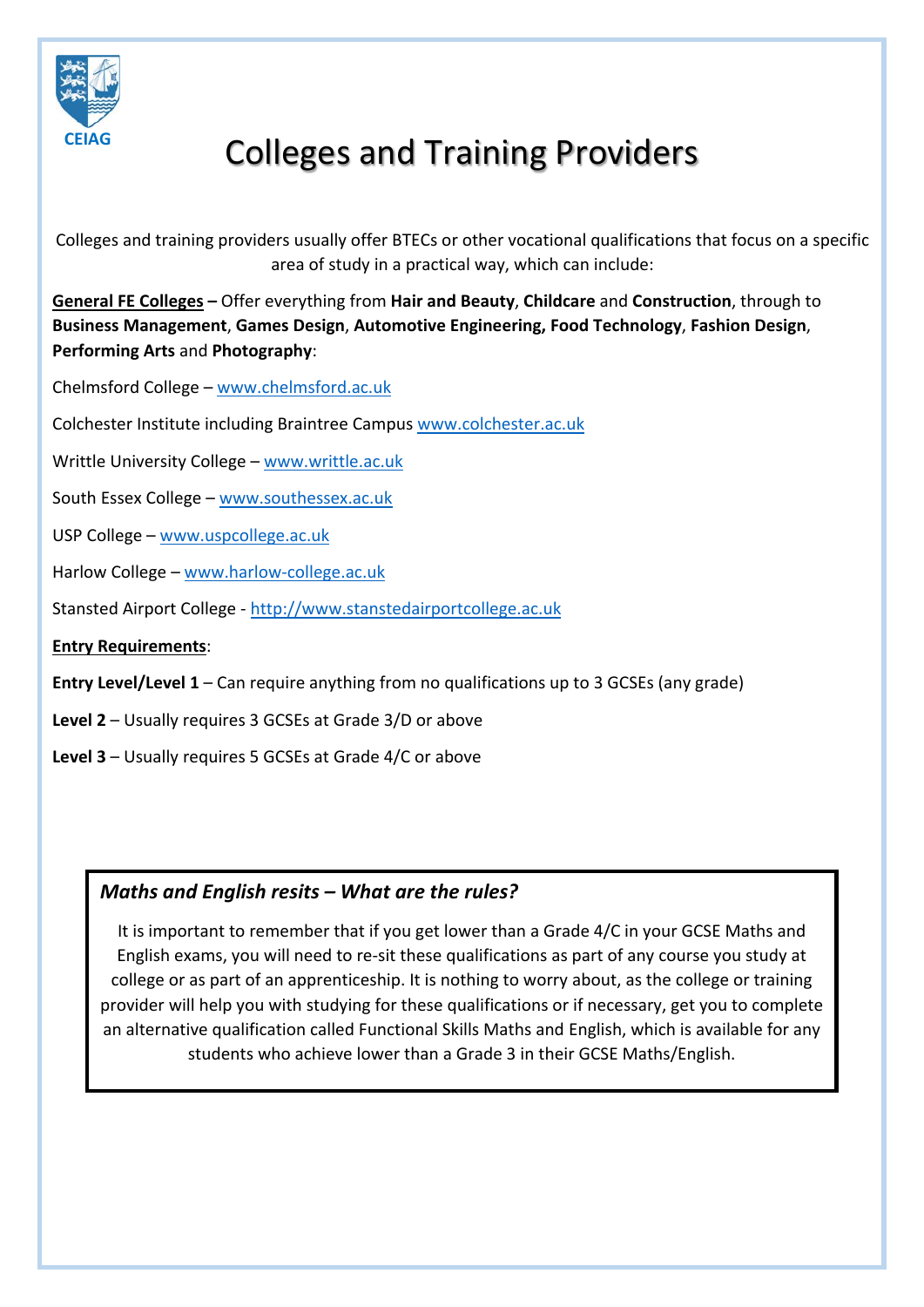CEIAG

# Colleges and Training Providers

Colleges and training providers usually offer BTECs or other vocational qualifications that focus on a specific area of study in a practical way, which can include:

**General FE Colleges –** Offer everything from **Hair and Beauty**, **Childcare** and **Construction**, through to **Business Management**, **Games Design**, **Automotive Engineering, Food Technology**, **Fashion Design**, **Performing Arts** and **Photography**:

Chelmsford College – www.chelmsford.ac.uk

Colchester Institute including Braintree Campus www.colchester.ac.uk

Writtle University College – www.writtle.ac.uk

South Essex College – www.southessex.ac.uk

USP College – www.uspcollege.ac.uk

Harlow College – www.harlow-college.ac.uk

Stansted Airport College - http://www.stanstedairportcollege.ac.uk

**Entry Requirements**:

**Entry Level/Level 1** – Can require anything from no qualifications up to 3 GCSEs (any grade)

**Level 2** – Usually requires 3 GCSEs at Grade 3/D or above

**Level 3** – Usually requires 5 GCSEs at Grade 4/C or above

### *Maths and English resits – What are the rules?*

It is important to remember that if you get lower than a Grade 4/C in your GCSE Maths and English exams, you will need to re-sit these qualifications as part of any course you study at college or as part of an apprenticeship. It is nothing to worry about, as the college or training provider will help you with studying for these qualifications or if necessary, get you to complete an alternative qualification called Functional Skills Maths and English, which is available for any students who achieve lower than a Grade 3 in their GCSE Maths/English.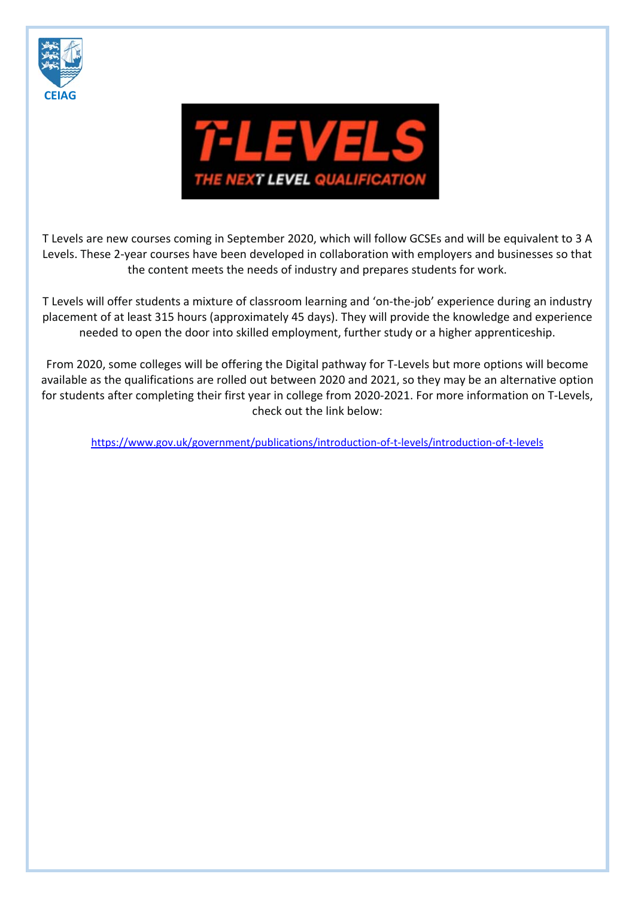CEIAG

# T-LEVELS

THE NEXT LEVEL QUALIFICATION

T Levels are new courses coming in September 2020, which will follow GCSEs and will be equivalent to 3 A Levels. These 2-year courses have been developed in collaboration with employers and businesses so that the content meets the needs of industry and prepares students for work.

T Levels will offer students a mixture of classroom learning and 'on-the-job' experience during an industry placement of at least 315 hours (approximately 45 days). They will provide the knowledge and experience needed to open the door into skilled employment, further study or a higher apprenticeship.

From 2020, some colleges will be offering the Digital pathway for T-Levels but more options will become available as the qualifications are rolled out between 2020 and 2021, so they may be an alternative option for students after completing their first year in college from 2020-2021. For more information on T-Levels, check out the link below:

https://www.gov.uk/government/publications/introduction-of-t-levels/introduction-of-t-levels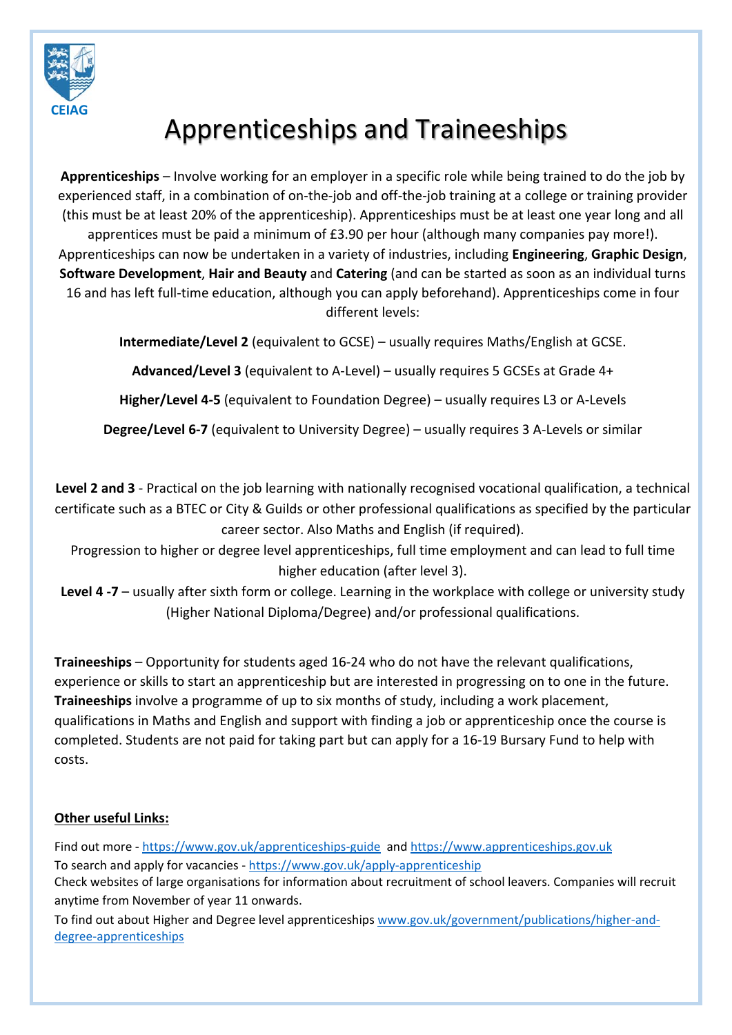CEIAG

# Apprenticeships and Traineeships

**Apprenticeships** – Involve working for an employer in a specific role while being trained to do the job by experienced staff, in a combination of on-the-job and off-the-job training at a college or training provider (this must be at least 20% of the apprenticeship). Apprenticeships must be at least one year long and all apprentices must be paid a minimum of £3.90 per hour (although many companies pay more!). Apprenticeships can now be undertaken in a variety of industries, including **Engineering**, **Graphic Design**, **Software Development**, **Hair and Beauty** and **Catering** (and can be started as soon as an individual turns 16 and has left full-time education, although you can apply beforehand). Apprenticeships come in four different levels:

**Intermediate/Level 2** (equivalent to GCSE) – usually requires Maths/English at GCSE.

**Advanced/Level 3** (equivalent to A-Level) – usually requires 5 GCSEs at Grade 4+

**Higher/Level 4-5** (equivalent to Foundation Degree) – usually requires L3 or A-Levels

**Degree/Level 6-7** (equivalent to University Degree) – usually requires 3 A-Levels or similar

**Level 2 and 3** - Practical on the job learning with nationally recognised vocational qualification, a technical certificate such as a BTEC or City & Guilds or other professional qualifications as specified by the particular career sector. Also Maths and English (if required).

Progression to higher or degree level apprenticeships, full time employment and can lead to full time higher education (after level 3).

**Level 4 -7** – usually after sixth form or college. Learning in the workplace with college or university study (Higher National Diploma/Degree) and/or professional qualifications.

**Traineeships** – Opportunity for students aged 16-24 who do not have the relevant qualifications, experience or skills to start an apprenticeship but are interested in progressing on to one in the future. **Traineeships** involve a programme of up to six months of study, including a work placement, qualifications in Maths and English and support with finding a job or apprenticeship once the course is completed. Students are not paid for taking part but can apply for a 16-19 Bursary Fund to help with costs.

**Other useful Links:**

Find out more - https://www.gov.uk/apprenticeships-guide and https://www.apprenticeships.gov.uk

To search and apply for vacancies - https://www.gov.uk/apply-apprenticeship

Check websites of large organisations for information about recruitment of school leavers. Companies will recruit anytime from November of year 11 onwards.

To find out about Higher and Degree level apprenticeships www.gov.uk/government/publications/higher-and-degree-apprenticeships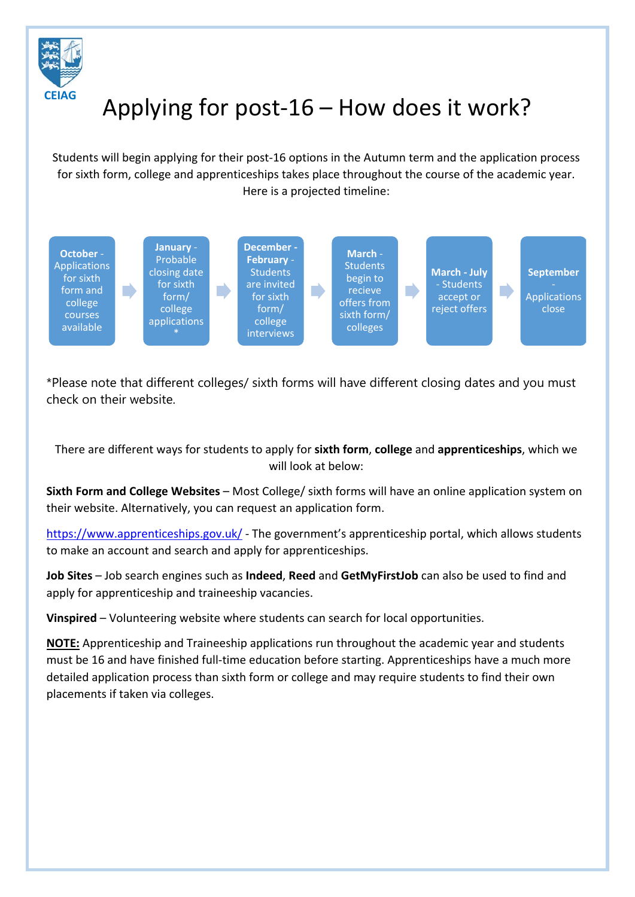CEIAG

# Applying for post-16 – How does it work?

Students will begin applying for their post-16 options in the Autumn term and the application process for sixth form, college and apprenticeships takes place throughout the course of the academic year. Here is a projected timeline:

**October** - Applications for sixth form and college courses available → **January** - Probable closing date for sixth form/ college applications * → **December - February** - Students are invited for sixth form/ college interviews → **March** - Students begin to recieve offers from sixth form/ colleges → **March - July** - Students accept or reject offers → **September** - Applications close

*Please note that different colleges/ sixth forms will have different closing dates and you must check on their website.

There are different ways for students to apply for **sixth form**, **college** and **apprenticeships**, which we will look at below:

**Sixth Form and College Websites** – Most College/ sixth forms will have an online application system on their website. Alternatively, you can request an application form.

https://www.apprenticeships.gov.uk/ - The government's apprenticeship portal, which allows students to make an account and search and apply for apprenticeships.

**Job Sites** – Job search engines such as **Indeed**, **Reed** and **GetMyFirstJob** can also be used to find and apply for apprenticeship and traineeship vacancies.

**Vinspired** – Volunteering website where students can search for local opportunities.

**NOTE:** Apprenticeship and Traineeship applications run throughout the academic year and students must be 16 and have finished full-time education before starting. Apprenticeships have a much more detailed application process than sixth form or college and may require students to find their own placements if taken via colleges.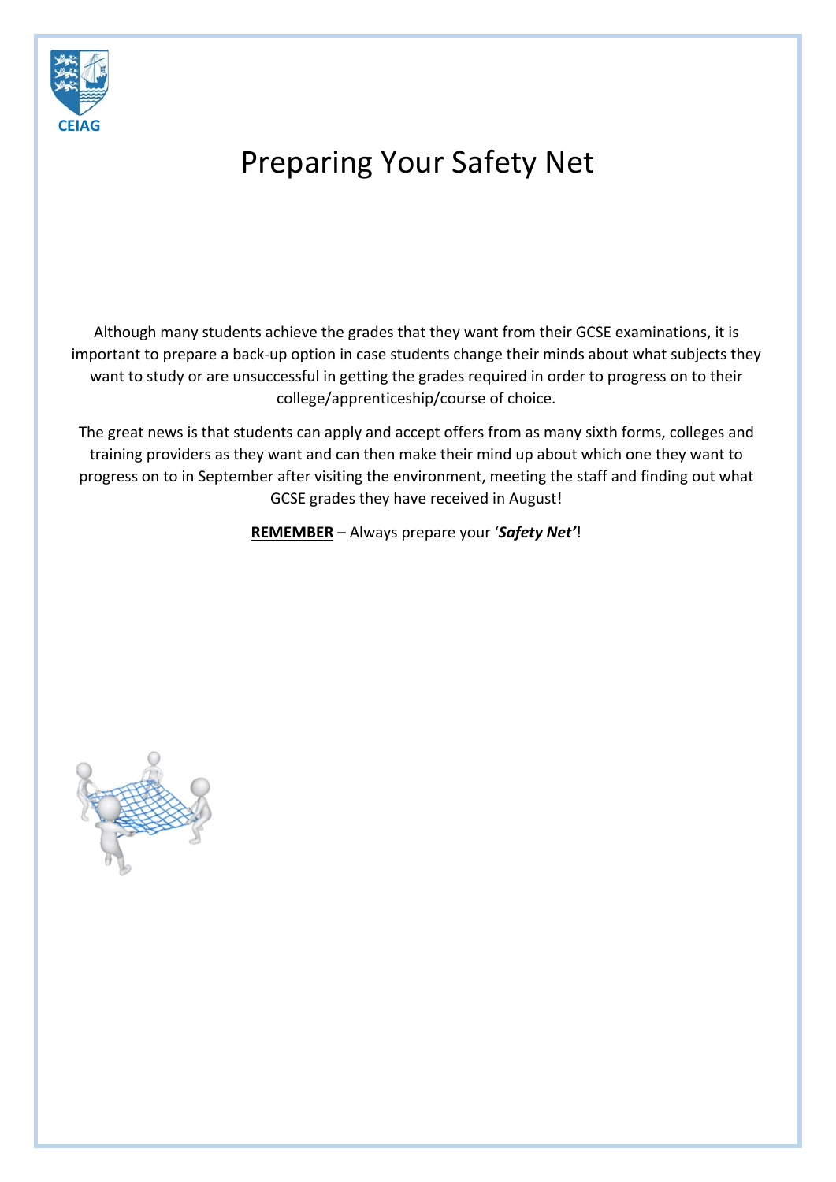CEIAG

# Preparing Your Safety Net

Although many students achieve the grades that they want from their GCSE examinations, it is important to prepare a back-up option in case students change their minds about what subjects they want to study or are unsuccessful in getting the grades required in order to progress on to their college/apprenticeship/course of choice.

The great news is that students can apply and accept offers from as many sixth forms, colleges and training providers as they want and can then make their mind up about which one they want to progress on to in September after visiting the environment, meeting the staff and finding out what GCSE grades they have received in August!

**REMEMBER** – Always prepare your '***Safety Net***'!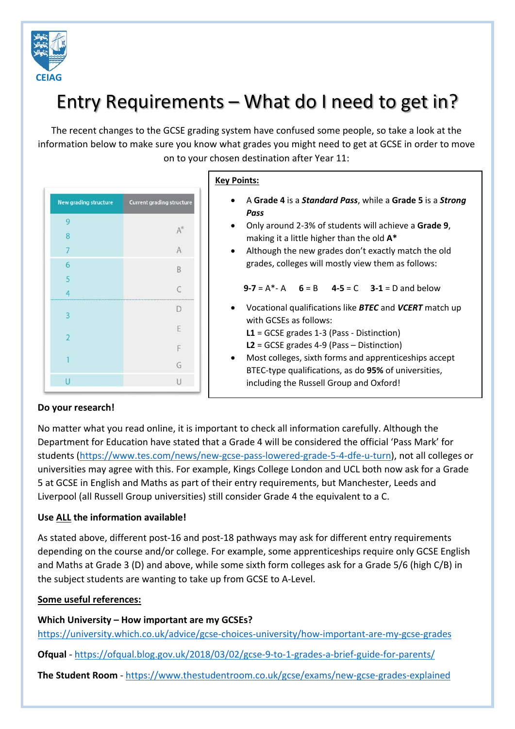CEIAG

# Entry Requirements – What do I need to get in?

The recent changes to the GCSE grading system have confused some people, so take a look at the information below to make sure you know what grades you might need to get at GCSE in order to move on to your chosen destination after Year 11:

| New grading structure | Current grading structure |
|---|---|
| 9 | A* |
| 8 | |
| 7 | A |
| 6 | B |
| 5 | |
| 4 | C |
| 3 | D |
| | E |
| 2 | F |
| 1 | G |
| U | U |

**Key Points:**

- A **Grade 4** is a ***Standard Pass***, while a **Grade 5** is a ***Strong Pass***
- Only around 2-3% of students will achieve a **Grade 9**, making it a little higher than the old **A***
- Although the new grades don't exactly match the old grades, colleges will mostly view them as follows:

  **9-7** = A*- A  **6** = B  **4-5** = C  **3-1** = D and below

- Vocational qualifications like ***BTEC*** and ***VCERT*** match up with GCSEs as follows:
  **L1** = GCSE grades 1-3 (Pass - Distinction)
  **L2** = GCSE grades 4-9 (Pass – Distinction)
- Most colleges, sixth forms and apprenticeships accept BTEC-type qualifications, as do **95%** of universities, including the Russell Group and Oxford!

**Do your research!**

No matter what you read online, it is important to check all information carefully. Although the Department for Education have stated that a Grade 4 will be considered the official 'Pass Mark' for students (https://www.tes.com/news/new-gcse-pass-lowered-grade-5-4-dfe-u-turn), not all colleges or universities may agree with this. For example, Kings College London and UCL both now ask for a Grade 5 at GCSE in English and Maths as part of their entry requirements, but Manchester, Leeds and Liverpool (all Russell Group universities) still consider Grade 4 the equivalent to a C.

**Use <u>ALL</u> the information available!**

As stated above, different post-16 and post-18 pathways may ask for different entry requirements depending on the course and/or college. For example, some apprenticeships require only GCSE English and Maths at Grade 3 (D) and above, while some sixth form colleges ask for a Grade 5/6 (high C/B) in the subject students are wanting to take up from GCSE to A-Level.

**<u>Some useful references:</u>**

**Which University – How important are my GCSEs?**
https://university.which.co.uk/advice/gcse-choices-university/how-important-are-my-gcse-grades

**Ofqual** - https://ofqual.blog.gov.uk/2018/03/02/gcse-9-to-1-grades-a-brief-guide-for-parents/

**The Student Room** - https://www.thestudentroom.co.uk/gcse/exams/new-gcse-grades-explained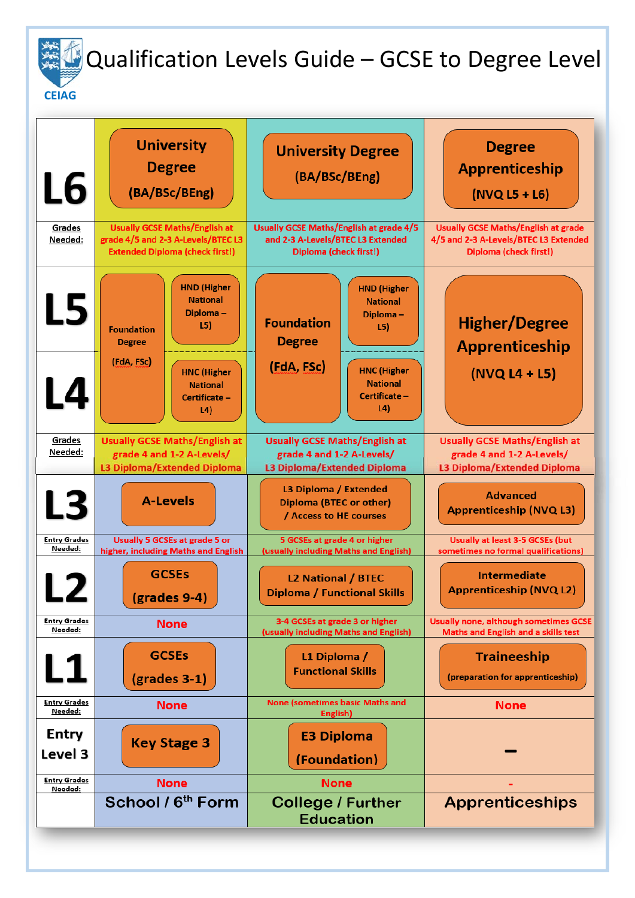# Qualification Levels Guide – GCSE to Degree Level

CEIAG

| Level | School / 6th Form | College / Further Education | Apprenticeships |
|---|---|---|---|
| **L6** | University Degree (BA/BSc/BEng) | University Degree (BA/BSc/BEng) | Degree Apprenticeship (NVQ L5 + L6) |
| Grades Needed: | Usually GCSE Maths/English at grade 4/5 and 2-3 A-Levels/BTEC L3 Extended Diploma (check first!) | Usually GCSE Maths/English at grade 4/5 and 2-3 A-Levels/BTEC L3 Extended Diploma (check first!) | Usually GCSE Maths/English at grade 4/5 and 2-3 A-Levels/BTEC L3 Extended Diploma (check first!) |
| **L5** | Foundation Degree (FdA, FSc); HND (Higher National Diploma – L5) | Foundation Degree (FdA, FSc); HND (Higher National Diploma – L5) | Higher/Degree Apprenticeship (NVQ L4 + L5) |
| **L4** | Foundation Degree (FdA, FSc); HNC (Higher National Certificate – L4) | Foundation Degree (FdA, FSc); HNC (Higher National Certificate – L4) | Higher/Degree Apprenticeship (NVQ L4 + L5) |
| Grades Needed: | Usually GCSE Maths/English at grade 4 and 1-2 A-Levels/ L3 Diploma/Extended Diploma | Usually GCSE Maths/English at grade 4 and 1-2 A-Levels/ L3 Diploma/Extended Diploma | Usually GCSE Maths/English at grade 4 and 1-2 A-Levels/ L3 Diploma/Extended Diploma |
| **L3** | A-Levels | L3 Diploma / Extended Diploma (BTEC or other) / Access to HE courses | Advanced Apprenticeship (NVQ L3) |
| Entry Grades Needed: | Usually 5 GCSEs at grade 5 or higher, including Maths and English | 5 GCSEs at grade 4 or higher (usually including Maths and English) | Usually at least 3-5 GCSEs (but sometimes no formal qualifications) |
| **L2** | GCSEs (grades 9-4) | L2 National / BTEC Diploma / Functional Skills | Intermediate Apprenticeship (NVQ L2) |
| Entry Grades Needed: | None | 3-4 GCSEs at grade 3 or higher (usually including Maths and English) | Usually none, although sometimes GCSE Maths and English and a skills test |
| **L1** | GCSEs (grades 3-1) | L1 Diploma / Functional Skills | Traineeship (preparation for apprenticeship) |
| Entry Grades Needed: | None | None (sometimes basic Maths and English) | None |
| **Entry Level 3** | Key Stage 3 | E3 Diploma (Foundation) | – |
| Entry Grades Needed: | None | None | - |
| | **School / 6th Form** | **College / Further Education** | **Apprenticeships** |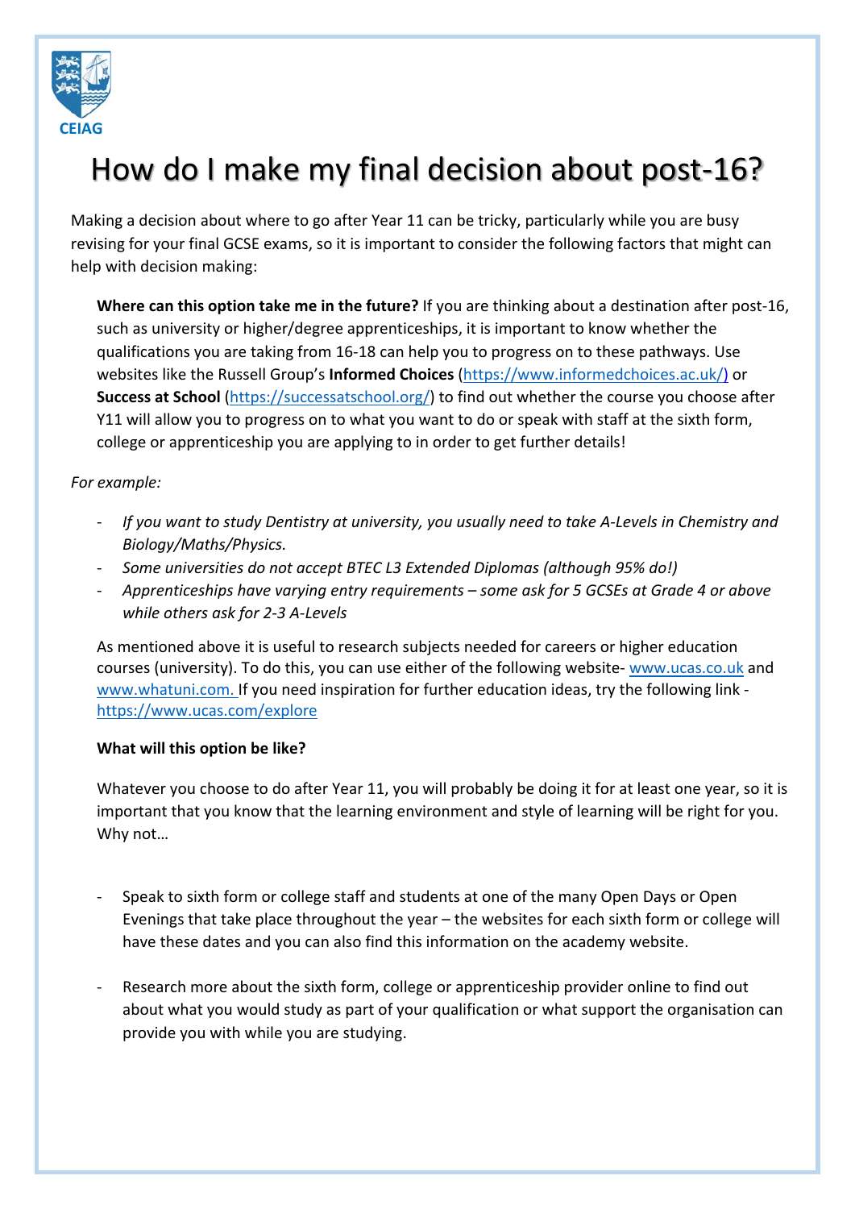CEIAG

# How do I make my final decision about post-16?

Making a decision about where to go after Year 11 can be tricky, particularly while you are busy revising for your final GCSE exams, so it is important to consider the following factors that might can help with decision making:

**Where can this option take me in the future?** If you are thinking about a destination after post-16, such as university or higher/degree apprenticeships, it is important to know whether the qualifications you are taking from 16-18 can help you to progress on to these pathways. Use websites like the Russell Group's **Informed Choices** (https://www.informedchoices.ac.uk/) or **Success at School** (https://successatschool.org/) to find out whether the course you choose after Y11 will allow you to progress on to what you want to do or speak with staff at the sixth form, college or apprenticeship you are applying to in order to get further details!

*For example:*

- *If you want to study Dentistry at university, you usually need to take A-Levels in Chemistry and Biology/Maths/Physics.*
- *Some universities do not accept BTEC L3 Extended Diplomas (although 95% do!)*
- *Apprenticeships have varying entry requirements – some ask for 5 GCSEs at Grade 4 or above while others ask for 2-3 A-Levels*

As mentioned above it is useful to research subjects needed for careers or higher education courses (university). To do this, you can use either of the following website- www.ucas.co.uk and www.whatuni.com. If you need inspiration for further education ideas, try the following link - https://www.ucas.com/explore

**What will this option be like?**

Whatever you choose to do after Year 11, you will probably be doing it for at least one year, so it is important that you know that the learning environment and style of learning will be right for you. Why not…

- Speak to sixth form or college staff and students at one of the many Open Days or Open Evenings that take place throughout the year – the websites for each sixth form or college will have these dates and you can also find this information on the academy website.

- Research more about the sixth form, college or apprenticeship provider online to find out about what you would study as part of your qualification or what support the organisation can provide you with while you are studying.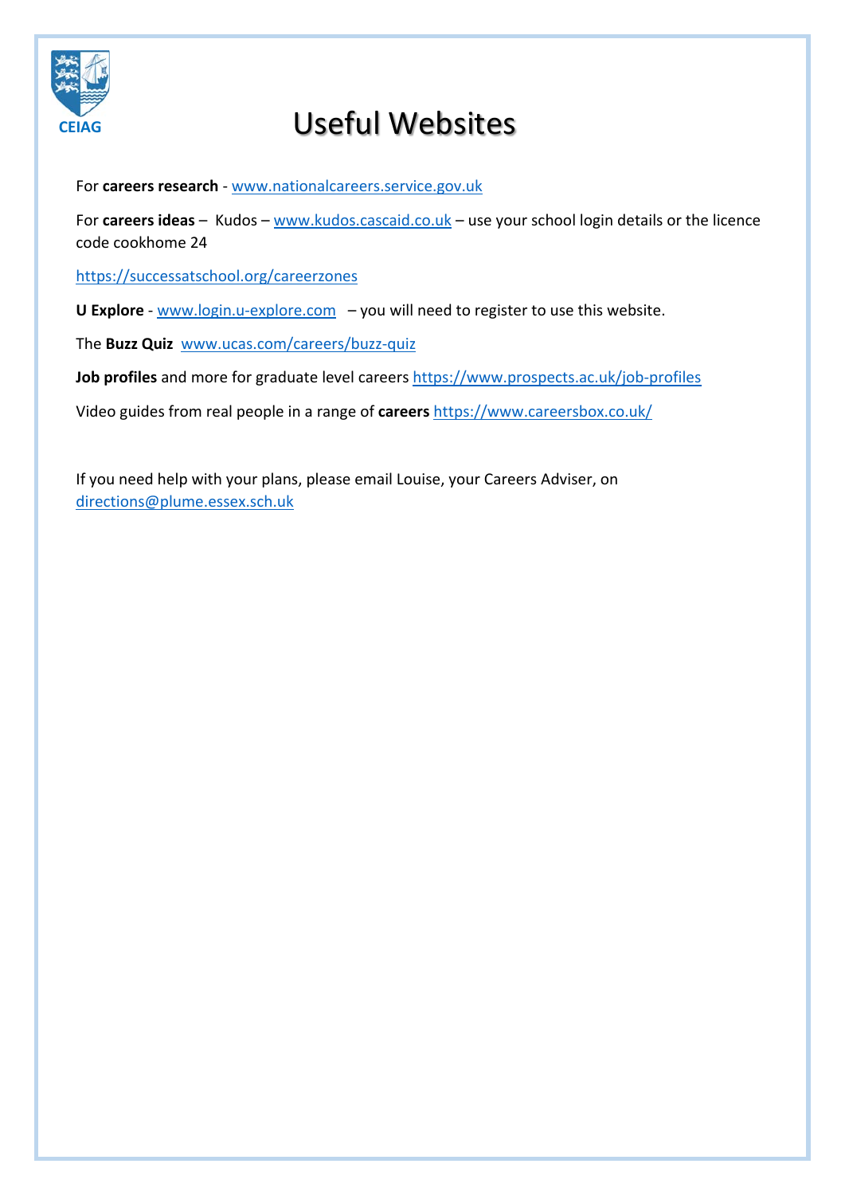CEIAG

# Useful Websites

For **careers research** - www.nationalcareers.service.gov.uk

For **careers ideas** – Kudos – www.kudos.cascaid.co.uk – use your school login details or the licence code cookhome 24

https://successatschool.org/careerzones

**U Explore** - www.login.u-explore.com – you will need to register to use this website.

The **Buzz Quiz** www.ucas.com/careers/buzz-quiz

**Job profiles** and more for graduate level careers https://www.prospects.ac.uk/job-profiles

Video guides from real people in a range of **careers** https://www.careersbox.co.uk/

If you need help with your plans, please email Louise, your Careers Adviser, on directions@plume.essex.sch.uk